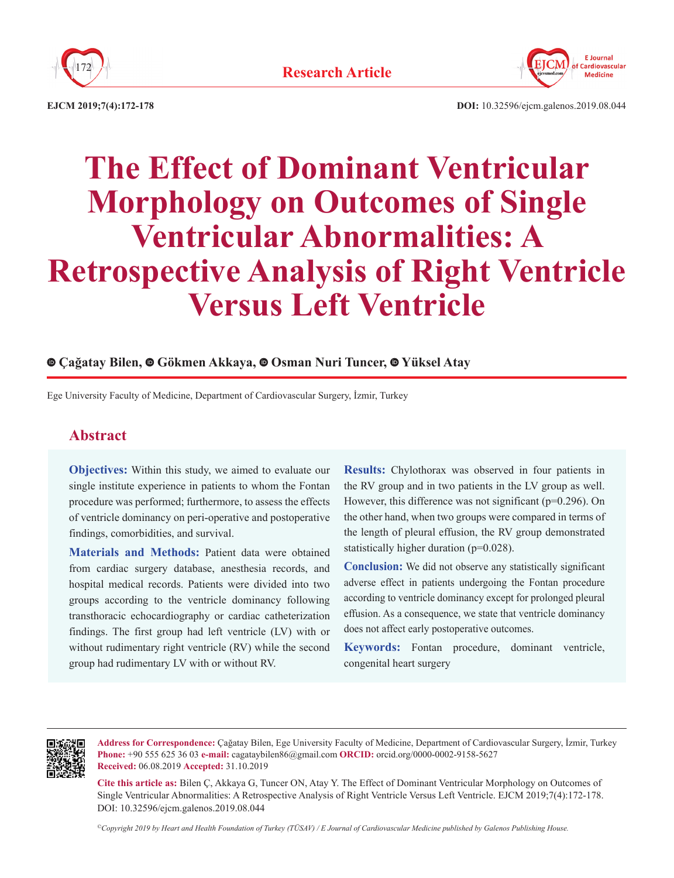Research Article

DOI: 10.32596/ejcm.galenos.2019.08.044

# The Effect of Dominant Ventricular Morphology on Outcomes of Single Ventricular Abnormalities: A Retrospective Analysis of Right Ventricle Versus Left Ventricle

**Çağatay Bilen, Gökmen Akkaya, Osman Nuri Tuncer, Yüksel Atay**

Ege University Faculty of Medicine, Department of Cardiovascular Surgery, İzmir, Turkey

## Abstract

**Objectives:** Within this study, we aimed to evaluate our single institute experience in patients to whom the Fontan procedure was performed; furthermore, to assess the effects of ventricle dominancy on peri-operative and postoperative findings, comorbidities, and survival.

**Materials and Methods:** Patient data were obtained from cardiac surgery database, anesthesia records, and hospital medical records. Patients were divided into two groups according to the ventricle dominancy following transthoracic echocardiography or cardiac catheterization findings. The first group had left ventricle (LV) with or without rudimentary right ventricle (RV) while the second group had rudimentary LV with or without RV.

**Results:** Chylothorax was observed in four patients in the RV group and in two patients in the LV group as well. However, this difference was not significant (p=0.296). On the other hand, when two groups were compared in terms of the length of pleural effusion, the RV group demonstrated statistically higher duration (p=0.028).

**Conclusion:** We did not observe any statistically significant adverse effect in patients undergoing the Fontan procedure according to ventricle dominancy except for prolonged pleural effusion. As a consequence, we state that ventricle dominancy does not affect early postoperative outcomes.

**Keywords:** Fontan procedure, dominant ventricle, congenital heart surgery

---

**Address for Correspondence:** Çağatay Bilen, Ege University Faculty of Medicine, Department of Cardiovascular Surgery, İzmir, Turkey
**Phone:** +90 555 625 36 03 **e-mail:** cagataybilen86@gmail.com **ORCID:** orcid.org/0000-0002-9158-5627
**Received:** 06.08.2019 **Accepted:** 31.10.2019

**Cite this article as:** Bilen Ç, Akkaya G, Tuncer ON, Atay Y. The Effect of Dominant Ventricular Morphology on Outcomes of Single Ventricular Abnormalities: A Retrospective Analysis of Right Ventricle Versus Left Ventricle. EJCM 2019;7(4):172-178. DOI: 10.32596/ejcm.galenos.2019.08.044

*©Copyright 2019 by Heart and Health Foundation of Turkey (TÜSAV) / E Journal of Cardiovascular Medicine published by Galenos Publishing House.*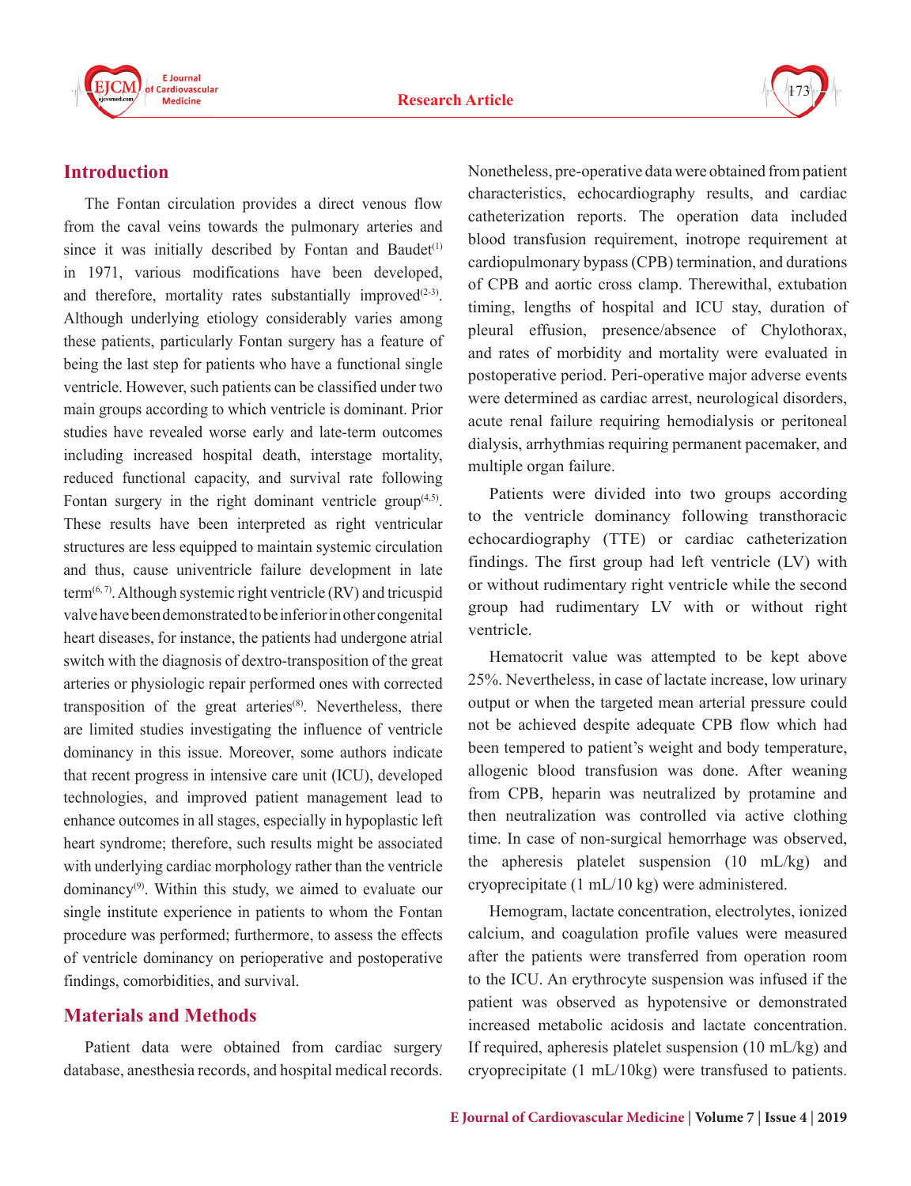## Introduction

The Fontan circulation provides a direct venous flow from the caval veins towards the pulmonary arteries and since it was initially described by Fontan and Baudet[1] in 1971, various modifications have been developed, and therefore, mortality rates substantially improved[2-3]. Although underlying etiology considerably varies among these patients, particularly Fontan surgery has a feature of being the last step for patients who have a functional single ventricle. However, such patients can be classified under two main groups according to which ventricle is dominant. Prior studies have revealed worse early and late-term outcomes including increased hospital death, interstage mortality, reduced functional capacity, and survival rate following Fontan surgery in the right dominant ventricle group[4,5]. These results have been interpreted as right ventricular structures are less equipped to maintain systemic circulation and thus, cause univentricle failure development in late term[6, 7]. Although systemic right ventricle (RV) and tricuspid valve have been demonstrated to be inferior in other congenital heart diseases, for instance, the patients had undergone atrial switch with the diagnosis of dextro-transposition of the great arteries or physiologic repair performed ones with corrected transposition of the great arteries[8]. Nevertheless, there are limited studies investigating the influence of ventricle dominancy in this issue. Moreover, some authors indicate that recent progress in intensive care unit (ICU), developed technologies, and improved patient management lead to enhance outcomes in all stages, especially in hypoplastic left heart syndrome; therefore, such results might be associated with underlying cardiac morphology rather than the ventricle dominancy[9]. Within this study, we aimed to evaluate our single institute experience in patients to whom the Fontan procedure was performed; furthermore, to assess the effects of ventricle dominancy on perioperative and postoperative findings, comorbidities, and survival.

## Materials and Methods

Patient data were obtained from cardiac surgery database, anesthesia records, and hospital medical records. Nonetheless, pre-operative data were obtained from patient characteristics, echocardiography results, and cardiac catheterization reports. The operation data included blood transfusion requirement, inotrope requirement at cardiopulmonary bypass (CPB) termination, and durations of CPB and aortic cross clamp. Therewithal, extubation timing, lengths of hospital and ICU stay, duration of pleural effusion, presence/absence of Chylothorax, and rates of morbidity and mortality were evaluated in postoperative period. Peri-operative major adverse events were determined as cardiac arrest, neurological disorders, acute renal failure requiring hemodialysis or peritoneal dialysis, arrhythmias requiring permanent pacemaker, and multiple organ failure.

Patients were divided into two groups according to the ventricle dominancy following transthoracic echocardiography (TTE) or cardiac catheterization findings. The first group had left ventricle (LV) with or without rudimentary right ventricle while the second group had rudimentary LV with or without right ventricle.

Hematocrit value was attempted to be kept above 25%. Nevertheless, in case of lactate increase, low urinary output or when the targeted mean arterial pressure could not be achieved despite adequate CPB flow which had been tempered to patient's weight and body temperature, allogenic blood transfusion was done. After weaning from CPB, heparin was neutralized by protamine and then neutralization was controlled via active clothing time. In case of non-surgical hemorrhage was observed, the apheresis platelet suspension (10 mL/kg) and cryoprecipitate (1 mL/10 kg) were administered.

Hemogram, lactate concentration, electrolytes, ionized calcium, and coagulation profile values were measured after the patients were transferred from operation room to the ICU. An erythrocyte suspension was infused if the patient was observed as hypotensive or demonstrated increased metabolic acidosis and lactate concentration. If required, apheresis platelet suspension (10 mL/kg) and cryoprecipitate (1 mL/10kg) were transfused to patients.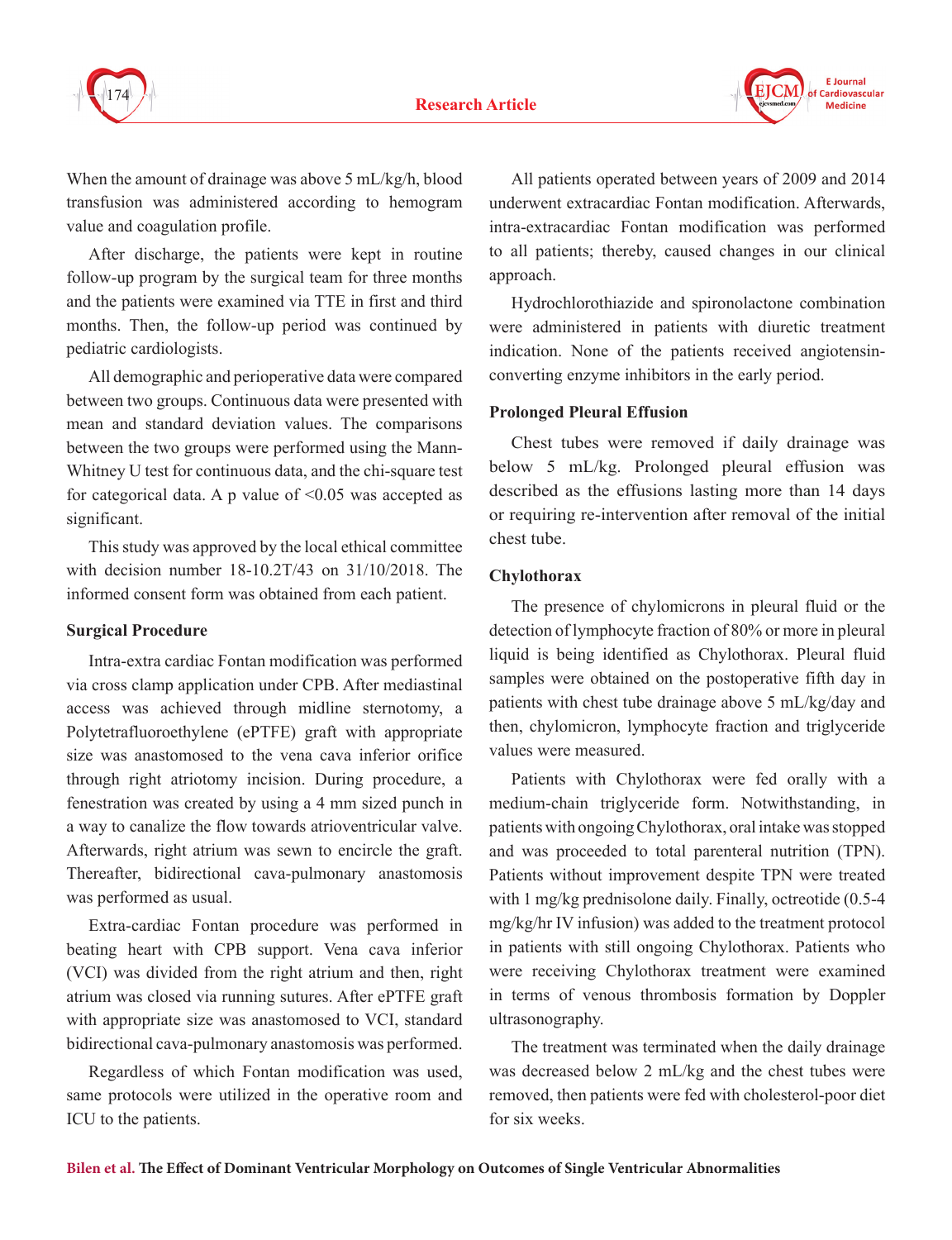When the amount of drainage was above 5 mL/kg/h, blood transfusion was administered according to hemogram value and coagulation profile.

After discharge, the patients were kept in routine follow-up program by the surgical team for three months and the patients were examined via TTE in first and third months. Then, the follow-up period was continued by pediatric cardiologists.

All demographic and perioperative data were compared between two groups. Continuous data were presented with mean and standard deviation values. The comparisons between the two groups were performed using the Mann-Whitney U test for continuous data, and the chi-square test for categorical data. A p value of <0.05 was accepted as significant.

This study was approved by the local ethical committee with decision number 18-10.2T/43 on 31/10/2018. The informed consent form was obtained from each patient.

### Surgical Procedure

Intra-extra cardiac Fontan modification was performed via cross clamp application under CPB. After mediastinal access was achieved through midline sternotomy, a Polytetrafluoroethylene (ePTFE) graft with appropriate size was anastomosed to the vena cava inferior orifice through right atriotomy incision. During procedure, a fenestration was created by using a 4 mm sized punch in a way to canalize the flow towards atrioventricular valve. Afterwards, right atrium was sewn to encircle the graft. Thereafter, bidirectional cava-pulmonary anastomosis was performed as usual.

Extra-cardiac Fontan procedure was performed in beating heart with CPB support. Vena cava inferior (VCI) was divided from the right atrium and then, right atrium was closed via running sutures. After ePTFE graft with appropriate size was anastomosed to VCI, standard bidirectional cava-pulmonary anastomosis was performed.

Regardless of which Fontan modification was used, same protocols were utilized in the operative room and ICU to the patients.

All patients operated between years of 2009 and 2014 underwent extracardiac Fontan modification. Afterwards, intra-extracardiac Fontan modification was performed to all patients; thereby, caused changes in our clinical approach.

Hydrochlorothiazide and spironolactone combination were administered in patients with diuretic treatment indication. None of the patients received angiotensin-converting enzyme inhibitors in the early period.

### Prolonged Pleural Effusion

Chest tubes were removed if daily drainage was below 5 mL/kg. Prolonged pleural effusion was described as the effusions lasting more than 14 days or requiring re-intervention after removal of the initial chest tube.

### Chylothorax

The presence of chylomicrons in pleural fluid or the detection of lymphocyte fraction of 80% or more in pleural liquid is being identified as Chylothorax. Pleural fluid samples were obtained on the postoperative fifth day in patients with chest tube drainage above 5 mL/kg/day and then, chylomicron, lymphocyte fraction and triglyceride values were measured.

Patients with Chylothorax were fed orally with a medium-chain triglyceride form. Notwithstanding, in patients with ongoing Chylothorax, oral intake was stopped and was proceeded to total parenteral nutrition (TPN). Patients without improvement despite TPN were treated with 1 mg/kg prednisolone daily. Finally, octreotide (0.5-4 mg/kg/hr IV infusion) was added to the treatment protocol in patients with still ongoing Chylothorax. Patients who were receiving Chylothorax treatment were examined in terms of venous thrombosis formation by Doppler ultrasonography.

The treatment was terminated when the daily drainage was decreased below 2 mL/kg and the chest tubes were removed, then patients were fed with cholesterol-poor diet for six weeks.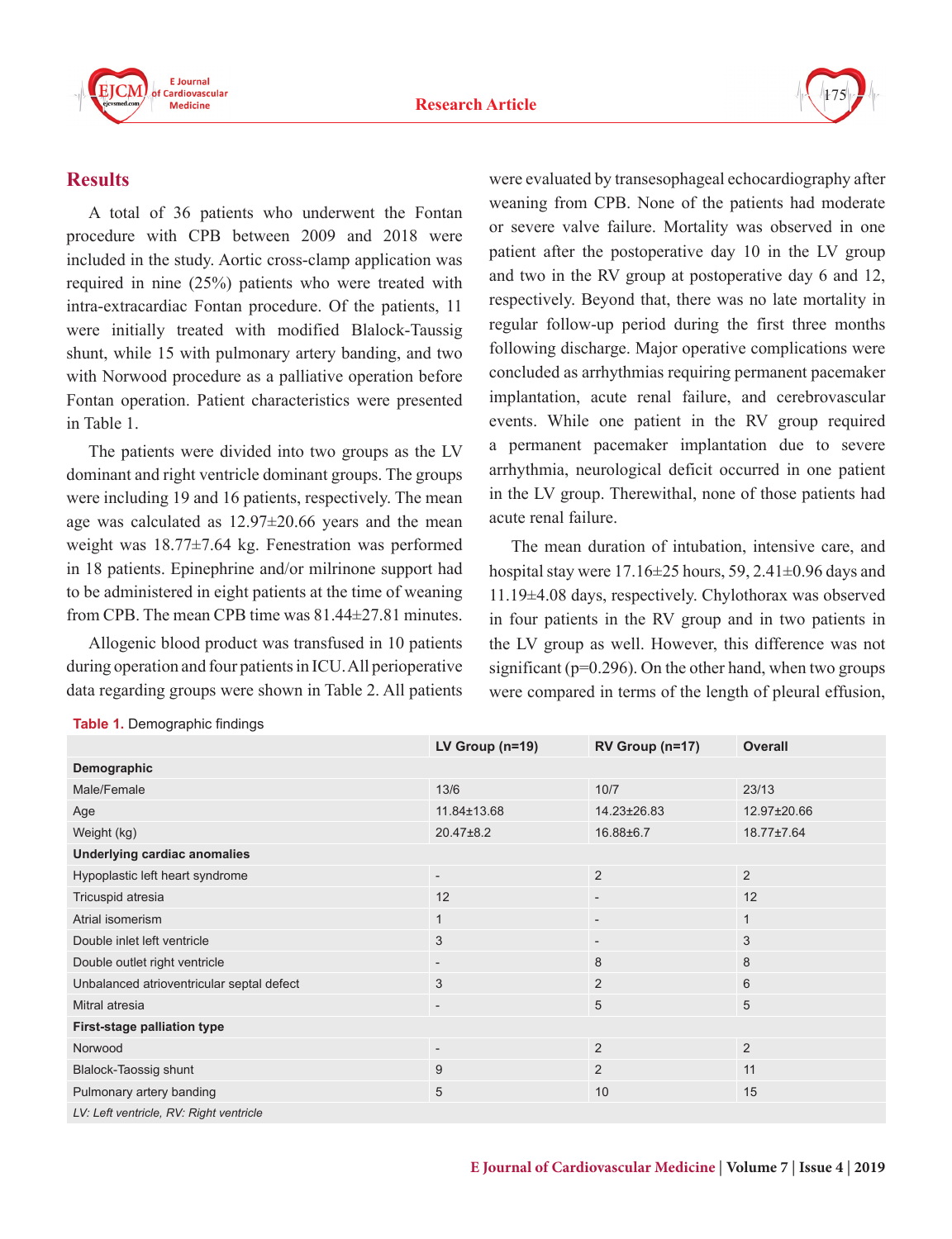## Results

A total of 36 patients who underwent the Fontan procedure with CPB between 2009 and 2018 were included in the study. Aortic cross-clamp application was required in nine (25%) patients who were treated with intra-extracardiac Fontan procedure. Of the patients, 11 were initially treated with modified Blalock-Taussig shunt, while 15 with pulmonary artery banding, and two with Norwood procedure as a palliative operation before Fontan operation. Patient characteristics were presented in Table 1.

The patients were divided into two groups as the LV dominant and right ventricle dominant groups. The groups were including 19 and 16 patients, respectively. The mean age was calculated as 12.97±20.66 years and the mean weight was 18.77±7.64 kg. Fenestration was performed in 18 patients. Epinephrine and/or milrinone support had to be administered in eight patients at the time of weaning from CPB. The mean CPB time was 81.44±27.81 minutes.

Allogenic blood product was transfused in 10 patients during operation and four patients in ICU. All perioperative data regarding groups were shown in Table 2. All patients were evaluated by transesophageal echocardiography after weaning from CPB. None of the patients had moderate or severe valve failure. Mortality was observed in one patient after the postoperative day 10 in the LV group and two in the RV group at postoperative day 6 and 12, respectively. Beyond that, there was no late mortality in regular follow-up period during the first three months following discharge. Major operative complications were concluded as arrhythmias requiring permanent pacemaker implantation, acute renal failure, and cerebrovascular events. While one patient in the RV group required a permanent pacemaker implantation due to severe arrhythmia, neurological deficit occurred in one patient in the LV group. Therewithal, none of those patients had acute renal failure.

The mean duration of intubation, intensive care, and hospital stay were 17.16±25 hours, 59, 2.41±0.96 days and 11.19±4.08 days, respectively. Chylothorax was observed in four patients in the RV group and in two patients in the LV group as well. However, this difference was not significant (p=0.296). On the other hand, when two groups were compared in terms of the length of pleural effusion,

**Table 1.** Demographic findings

| | LV Group (n=19) | RV Group (n=17) | Overall |
|---|---|---|---|
| **Demographic** | | | |
| Male/Female | 13/6 | 10/7 | 23/13 |
| Age | 11.84±13.68 | 14.23±26.83 | 12.97±20.66 |
| Weight (kg) | 20.47±8.2 | 16.88±6.7 | 18.77±7.64 |
| **Underlying cardiac anomalies** | | | |
| Hypoplastic left heart syndrome | - | 2 | 2 |
| Tricuspid atresia | 12 | - | 12 |
| Atrial isomerism | 1 | - | 1 |
| Double inlet left ventricle | 3 | - | 3 |
| Double outlet right ventricle | - | 8 | 8 |
| Unbalanced atrioventricular septal defect | 3 | 2 | 6 |
| Mitral atresia | - | 5 | 5 |
| **First-stage palliation type** | | | |
| Norwood | - | 2 | 2 |
| Blalock-Taossig shunt | 9 | 2 | 11 |
| Pulmonary artery banding | 5 | 10 | 15 |

*LV: Left ventricle, RV: Right ventricle*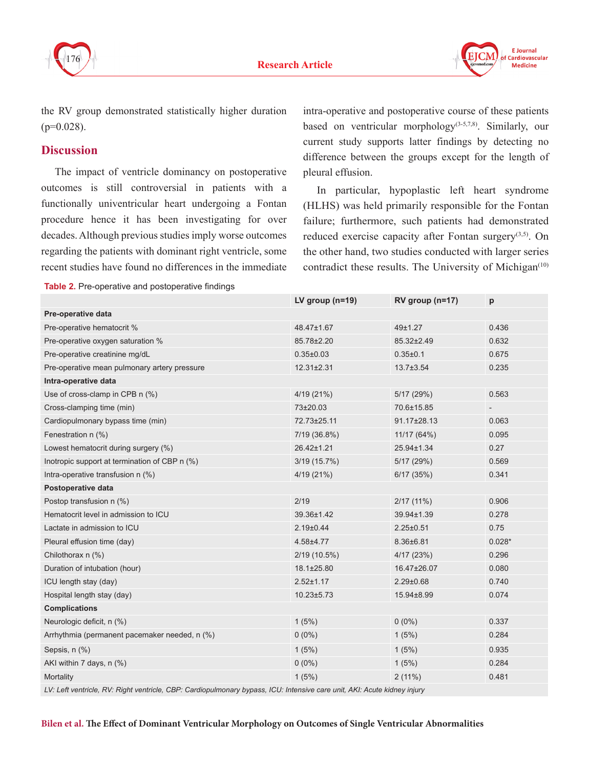the RV group demonstrated statistically higher duration (p=0.028).

## Discussion

The impact of ventricle dominancy on postoperative outcomes is still controversial in patients with a functionally univentricular heart undergoing a Fontan procedure hence it has been investigating for over decades. Although previous studies imply worse outcomes regarding the patients with dominant right ventricle, some recent studies have found no differences in the immediate intra-operative and postoperative course of these patients based on ventricular morphology[3-5,7,8]. Similarly, our current study supports latter findings by detecting no difference between the groups except for the length of pleural effusion.

In particular, hypoplastic left heart syndrome (HLHS) was held primarily responsible for the Fontan failure; furthermore, such patients had demonstrated reduced exercise capacity after Fontan surgery[3,5]. On the other hand, two studies conducted with larger series contradict these results. The University of Michigan[10]

**Table 2.** Pre-operative and postoperative findings

| | LV group (n=19) | RV group (n=17) | p |
|---|---|---|---|
| **Pre-operative data** | | | |
| Pre-operative hematocrit % | 48.47±1.67 | 49±1.27 | 0.436 |
| Pre-operative oxygen saturation % | 85.78±2.20 | 85.32±2.49 | 0.632 |
| Pre-operative creatinine mg/dL | 0.35±0.03 | 0.35±0.1 | 0.675 |
| Pre-operative mean pulmonary artery pressure | 12.31±2.31 | 13.7±3.54 | 0.235 |
| **Intra-operative data** | | | |
| Use of cross-clamp in CPB n (%) | 4/19 (21%) | 5/17 (29%) | 0.563 |
| Cross-clamping time (min) | 73±20.03 | 70.6±15.85 | - |
| Cardiopulmonary bypass time (min) | 72.73±25.11 | 91.17±28.13 | 0.063 |
| Fenestration n (%) | 7/19 (36.8%) | 11/17 (64%) | 0.095 |
| Lowest hematocrit during surgery (%) | 26.42±1.21 | 25.94±1.34 | 0.27 |
| Inotropic support at termination of CBP n (%) | 3/19 (15.7%) | 5/17 (29%) | 0.569 |
| Intra-operative transfusion n (%) | 4/19 (21%) | 6/17 (35%) | 0.341 |
| **Postoperative data** | | | |
| Postop transfusion n (%) | 2/19 | 2/17 (11%) | 0.906 |
| Hematocrit level in admission to ICU | 39.36±1.42 | 39.94±1.39 | 0.278 |
| Lactate in admission to ICU | 2.19±0.44 | 2.25±0.51 | 0.75 |
| Pleural effusion time (day) | 4.58±4.77 | 8.36±6.81 | 0.028* |
| Chilothorax n (%) | 2/19 (10.5%) | 4/17 (23%) | 0.296 |
| Duration of intubation (hour) | 18.1±25.80 | 16.47±26.07 | 0.080 |
| ICU length stay (day) | 2.52±1.17 | 2.29±0.68 | 0.740 |
| Hospital length stay (day) | 10.23±5.73 | 15.94±8.99 | 0.074 |
| **Complications** | | | |
| Neurologic deficit, n (%) | 1 (5%) | 0 (0%) | 0.337 |
| Arrhythmia (permanent pacemaker needed, n (%) | 0 (0%) | 1 (5%) | 0.284 |
| Sepsis, n (%) | 1 (5%) | 1 (5%) | 0.935 |
| AKI within 7 days, n (%) | 0 (0%) | 1 (5%) | 0.284 |
| Mortality | 1 (5%) | 2 (11%) | 0.481 |

*LV: Left ventricle, RV: Right ventricle, CBP: Cardiopulmonary bypass, ICU: Intensive care unit, AKI: Acute kidney injury*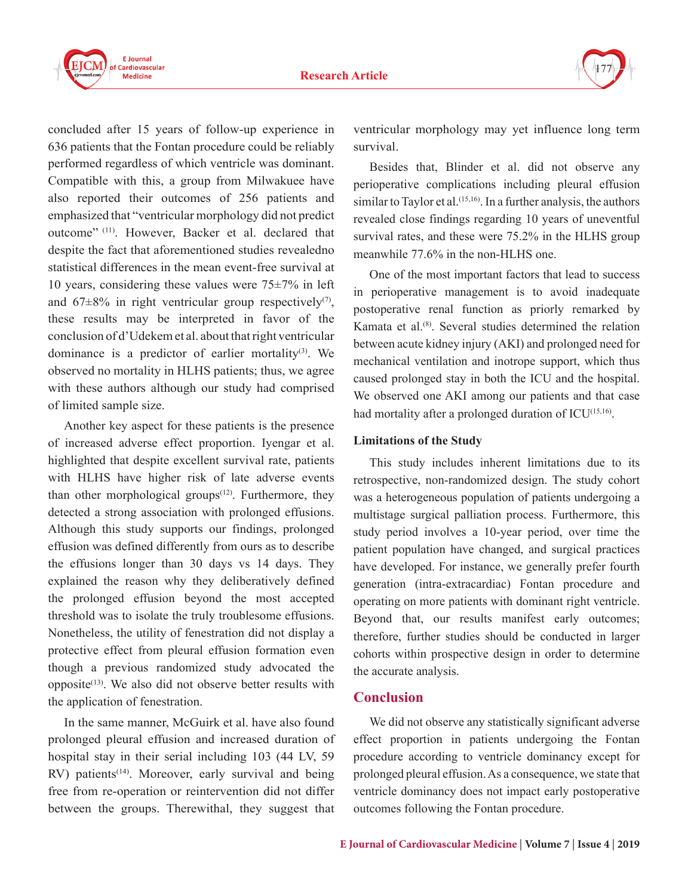concluded after 15 years of follow-up experience in 636 patients that the Fontan procedure could be reliably performed regardless of which ventricle was dominant. Compatible with this, a group from Milwakuee have also reported their outcomes of 256 patients and emphasized that "ventricular morphology did not predict outcome" [11]. However, Backer et al. declared that despite the fact that aforementioned studies revealedno statistical differences in the mean event-free survival at 10 years, considering these values were 75±7% in left and 67±8% in right ventricular group respectively[7], these results may be interpreted in favor of the conclusion of d'Udekem et al. about that right ventricular dominance is a predictor of earlier mortality[3]. We observed no mortality in HLHS patients; thus, we agree with these authors although our study had comprised of limited sample size.

Another key aspect for these patients is the presence of increased adverse effect proportion. Iyengar et al. highlighted that despite excellent survival rate, patients with HLHS have higher risk of late adverse events than other morphological groups[12]. Furthermore, they detected a strong association with prolonged effusions. Although this study supports our findings, prolonged effusion was defined differently from ours as to describe the effusions longer than 30 days vs 14 days. They explained the reason why they deliberatively defined the prolonged effusion beyond the most accepted threshold was to isolate the truly troublesome effusions. Nonetheless, the utility of fenestration did not display a protective effect from pleural effusion formation even though a previous randomized study advocated the opposite[13]. We also did not observe better results with the application of fenestration.

In the same manner, McGuirk et al. have also found prolonged pleural effusion and increased duration of hospital stay in their serial including 103 (44 LV, 59 RV) patients[14]. Moreover, early survival and being free from re-operation or reintervention did not differ between the groups. Therewithal, they suggest that ventricular morphology may yet influence long term survival.

Besides that, Blinder et al. did not observe any perioperative complications including pleural effusion similar to Taylor et al.[15,16]. In a further analysis, the authors revealed close findings regarding 10 years of uneventful survival rates, and these were 75.2% in the HLHS group meanwhile 77.6% in the non-HLHS one.

One of the most important factors that lead to success in perioperative management is to avoid inadequate postoperative renal function as priorly remarked by Kamata et al.[8]. Several studies determined the relation between acute kidney injury (AKI) and prolonged need for mechanical ventilation and inotrope support, which thus caused prolonged stay in both the ICU and the hospital. We observed one AKI among our patients and that case had mortality after a prolonged duration of ICU[15,16].

### Limitations of the Study

This study includes inherent limitations due to its retrospective, non-randomized design. The study cohort was a heterogeneous population of patients undergoing a multistage surgical palliation process. Furthermore, this study period involves a 10-year period, over time the patient population have changed, and surgical practices have developed. For instance, we generally prefer fourth generation (intra-extracardiac) Fontan procedure and operating on more patients with dominant right ventricle. Beyond that, our results manifest early outcomes; therefore, further studies should be conducted in larger cohorts within prospective design in order to determine the accurate analysis.

## Conclusion

We did not observe any statistically significant adverse effect proportion in patients undergoing the Fontan procedure according to ventricle dominancy except for prolonged pleural effusion. As a consequence, we state that ventricle dominancy does not impact early postoperative outcomes following the Fontan procedure.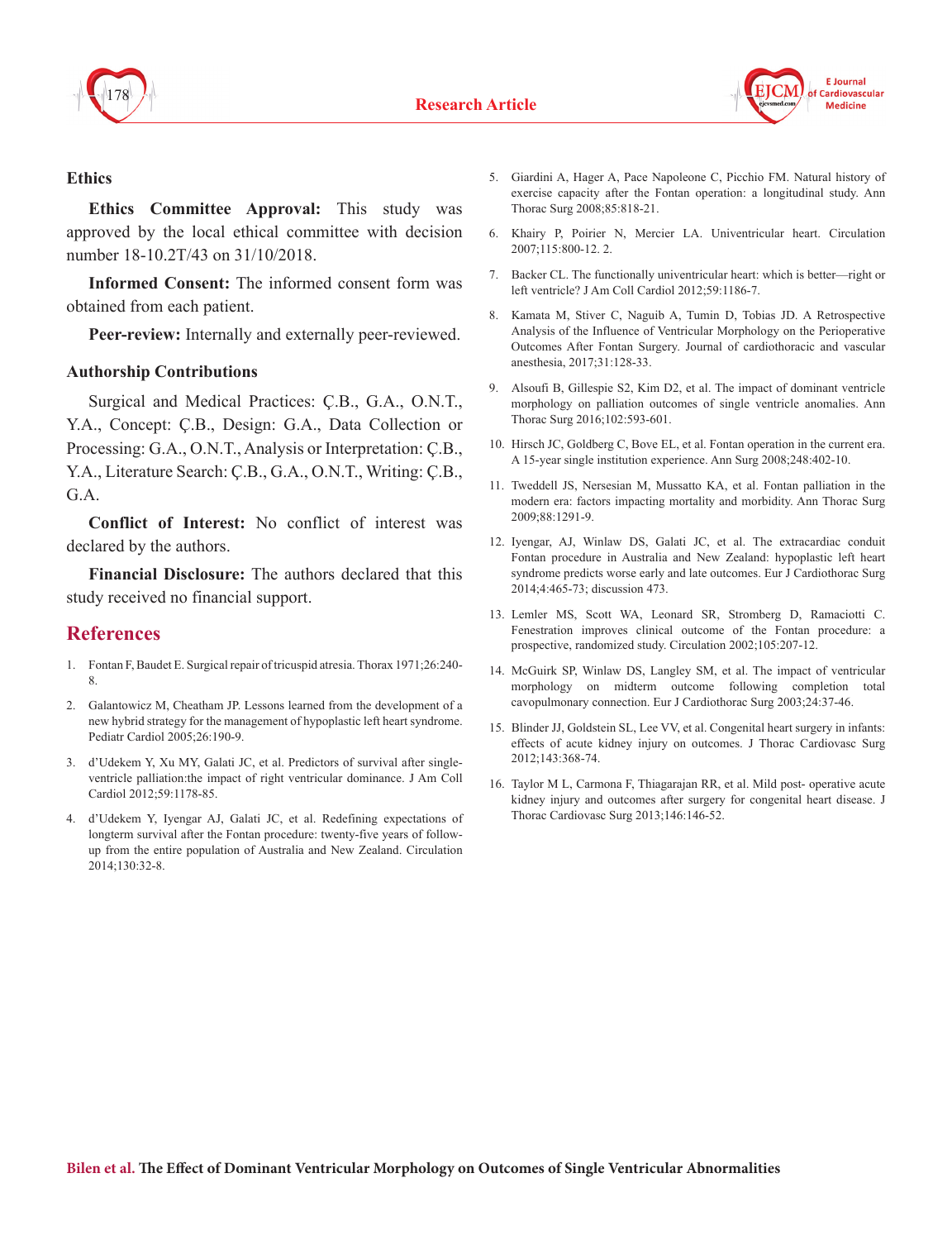## Ethics

**Ethics Committee Approval:** This study was approved by the local ethical committee with decision number 18-10.2T/43 on 31/10/2018.

**Informed Consent:** The informed consent form was obtained from each patient.

**Peer-review:** Internally and externally peer-reviewed.

## Authorship Contributions

Surgical and Medical Practices: Ç.B., G.A., O.N.T., Y.A., Concept: Ç.B., Design: G.A., Data Collection or Processing: G.A., O.N.T., Analysis or Interpretation: Ç.B., Y.A., Literature Search: Ç.B., G.A., O.N.T., Writing: Ç.B., G.A.

**Conflict of Interest:** No conflict of interest was declared by the authors.

**Financial Disclosure:** The authors declared that this study received no financial support.

## References

1. Fontan F, Baudet E. Surgical repair of tricuspid atresia. Thorax 1971;26:240-8.
2. Galantowicz M, Cheatham JP. Lessons learned from the development of a new hybrid strategy for the management of hypoplastic left heart syndrome. Pediatr Cardiol 2005;26:190-9.
3. d'Udekem Y, Xu MY, Galati JC, et al. Predictors of survival after single-ventricle palliation:the impact of right ventricular dominance. J Am Coll Cardiol 2012;59:1178-85.
4. d'Udekem Y, Iyengar AJ, Galati JC, et al. Redefining expectations of longterm survival after the Fontan procedure: twenty-five years of follow-up from the entire population of Australia and New Zealand. Circulation 2014;130:32-8.
5. Giardini A, Hager A, Pace Napoleone C, Picchio FM. Natural history of exercise capacity after the Fontan operation: a longitudinal study. Ann Thorac Surg 2008;85:818-21.
6. Khairy P, Poirier N, Mercier LA. Univentricular heart. Circulation 2007;115:800-12. 2.
7. Backer CL. The functionally univentricular heart: which is better—right or left ventricle? J Am Coll Cardiol 2012;59:1186-7.
8. Kamata M, Stiver C, Naguib A, Tumin D, Tobias JD. A Retrospective Analysis of the Influence of Ventricular Morphology on the Perioperative Outcomes After Fontan Surgery. Journal of cardiothoracic and vascular anesthesia, 2017;31:128-33.
9. Alsoufi B, Gillespie S2, Kim D2, et al. The impact of dominant ventricle morphology on palliation outcomes of single ventricle anomalies. Ann Thorac Surg 2016;102:593-601.
10. Hirsch JC, Goldberg C, Bove EL, et al. Fontan operation in the current era. A 15-year single institution experience. Ann Surg 2008;248:402-10.
11. Tweddell JS, Nersesian M, Mussatto KA, et al. Fontan palliation in the modern era: factors impacting mortality and morbidity. Ann Thorac Surg 2009;88:1291-9.
12. Iyengar, AJ, Winlaw DS, Galati JC, et al. The extracardiac conduit Fontan procedure in Australia and New Zealand: hypoplastic left heart syndrome predicts worse early and late outcomes. Eur J Cardiothorac Surg 2014;4:465-73; discussion 473.
13. Lemler MS, Scott WA, Leonard SR, Stromberg D, Ramaciotti C. Fenestration improves clinical outcome of the Fontan procedure: a prospective, randomized study. Circulation 2002;105:207-12.
14. McGuirk SP, Winlaw DS, Langley SM, et al. The impact of ventricular morphology on midterm outcome following completion total cavopulmonary connection. Eur J Cardiothorac Surg 2003;24:37-46.
15. Blinder JJ, Goldstein SL, Lee VV, et al. Congenital heart surgery in infants: effects of acute kidney injury on outcomes. J Thorac Cardiovasc Surg 2012;143:368-74.
16. Taylor M L, Carmona F, Thiagarajan RR, et al. Mild post- operative acute kidney injury and outcomes after surgery for congenital heart disease. J Thorac Cardiovasc Surg 2013;146:146-52.